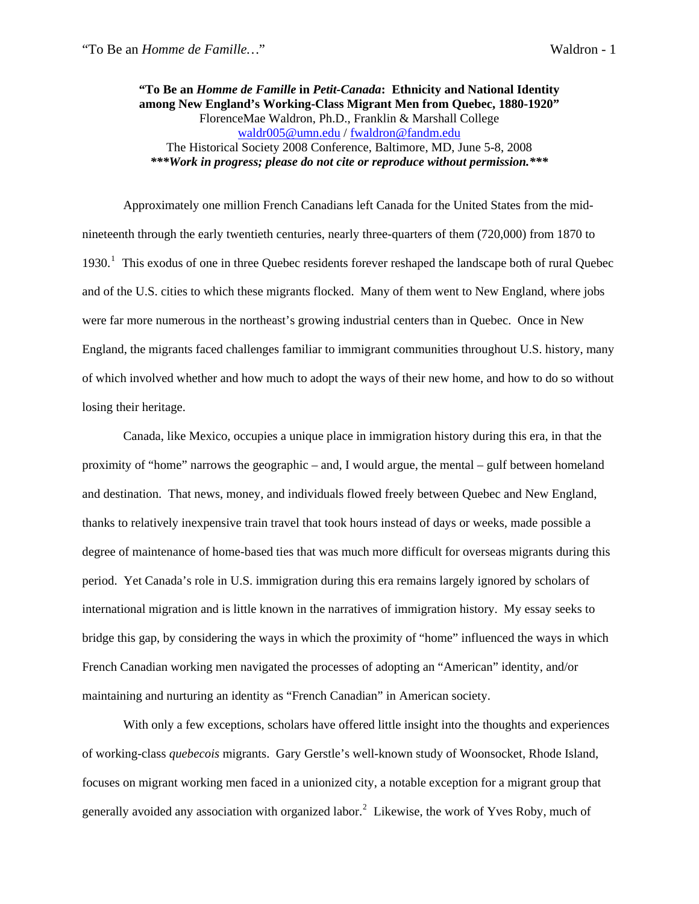**"To Be an *Homme de Famille* in *Petit-Canada*: Ethnicity and National Identity among New England's Working-Class Migrant Men from Quebec, 1880-1920"**
FlorenceMae Waldron, Ph.D., Franklin & Marshall College
waldr005@umn.edu / fwaldron@fandm.edu
The Historical Society 2008 Conference, Baltimore, MD, June 5-8, 2008
***\*\*\*Work in progress; please do not cite or reproduce without permission.\*\*\****

Approximately one million French Canadians left Canada for the United States from the mid-nineteenth through the early twentieth centuries, nearly three-quarters of them (720,000) from 1870 to 1930.[1] This exodus of one in three Quebec residents forever reshaped the landscape both of rural Quebec and of the U.S. cities to which these migrants flocked. Many of them went to New England, where jobs were far more numerous in the northeast's growing industrial centers than in Quebec. Once in New England, the migrants faced challenges familiar to immigrant communities throughout U.S. history, many of which involved whether and how much to adopt the ways of their new home, and how to do so without losing their heritage.

Canada, like Mexico, occupies a unique place in immigration history during this era, in that the proximity of "home" narrows the geographic – and, I would argue, the mental – gulf between homeland and destination. That news, money, and individuals flowed freely between Quebec and New England, thanks to relatively inexpensive train travel that took hours instead of days or weeks, made possible a degree of maintenance of home-based ties that was much more difficult for overseas migrants during this period. Yet Canada's role in U.S. immigration during this era remains largely ignored by scholars of international migration and is little known in the narratives of immigration history. My essay seeks to bridge this gap, by considering the ways in which the proximity of "home" influenced the ways in which French Canadian working men navigated the processes of adopting an "American" identity, and/or maintaining and nurturing an identity as "French Canadian" in American society.

With only a few exceptions, scholars have offered little insight into the thoughts and experiences of working-class *quebecois* migrants. Gary Gerstle's well-known study of Woonsocket, Rhode Island, focuses on migrant working men faced in a unionized city, a notable exception for a migrant group that generally avoided any association with organized labor.[2] Likewise, the work of Yves Roby, much of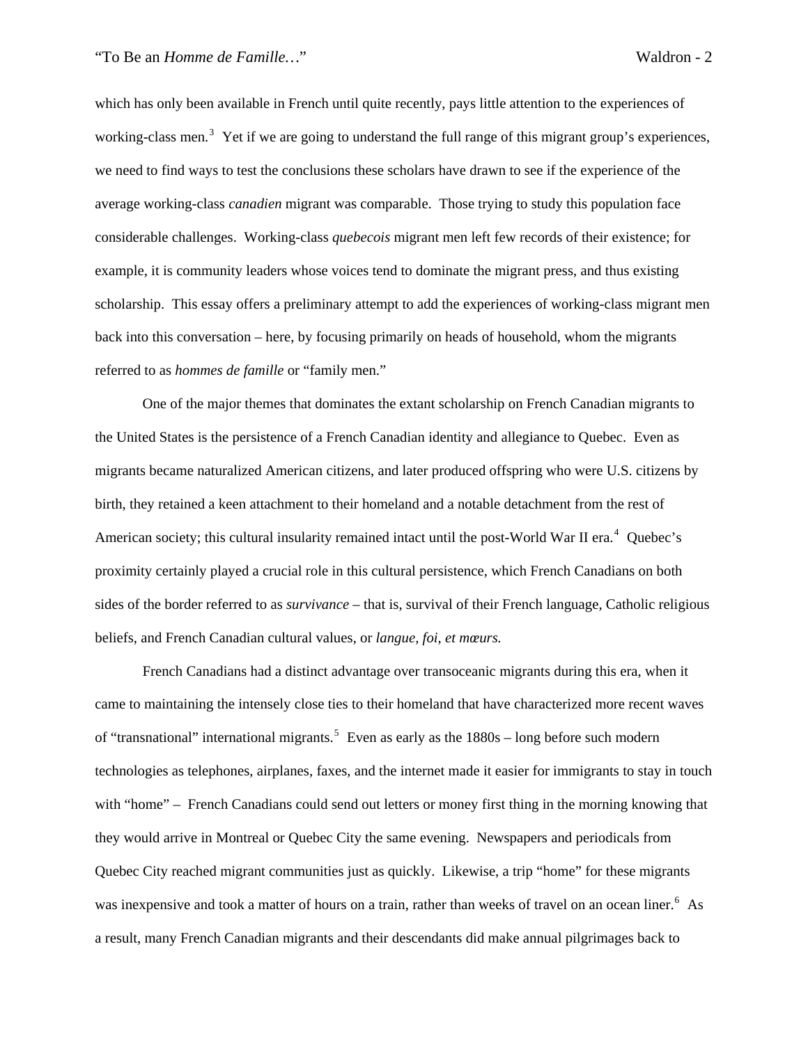which has only been available in French until quite recently, pays little attention to the experiences of working-class men.[3] Yet if we are going to understand the full range of this migrant group's experiences, we need to find ways to test the conclusions these scholars have drawn to see if the experience of the average working-class *canadien* migrant was comparable. Those trying to study this population face considerable challenges. Working-class *quebecois* migrant men left few records of their existence; for example, it is community leaders whose voices tend to dominate the migrant press, and thus existing scholarship. This essay offers a preliminary attempt to add the experiences of working-class migrant men back into this conversation – here, by focusing primarily on heads of household, whom the migrants referred to as *hommes de famille* or "family men."

One of the major themes that dominates the extant scholarship on French Canadian migrants to the United States is the persistence of a French Canadian identity and allegiance to Quebec. Even as migrants became naturalized American citizens, and later produced offspring who were U.S. citizens by birth, they retained a keen attachment to their homeland and a notable detachment from the rest of American society; this cultural insularity remained intact until the post-World War II era.[4] Quebec's proximity certainly played a crucial role in this cultural persistence, which French Canadians on both sides of the border referred to as *survivance* – that is, survival of their French language, Catholic religious beliefs, and French Canadian cultural values, or *langue, foi, et mœurs.*

French Canadians had a distinct advantage over transoceanic migrants during this era, when it came to maintaining the intensely close ties to their homeland that have characterized more recent waves of "transnational" international migrants.[5] Even as early as the 1880s – long before such modern technologies as telephones, airplanes, faxes, and the internet made it easier for immigrants to stay in touch with "home" – French Canadians could send out letters or money first thing in the morning knowing that they would arrive in Montreal or Quebec City the same evening. Newspapers and periodicals from Quebec City reached migrant communities just as quickly. Likewise, a trip "home" for these migrants was inexpensive and took a matter of hours on a train, rather than weeks of travel on an ocean liner.[6] As a result, many French Canadian migrants and their descendants did make annual pilgrimages back to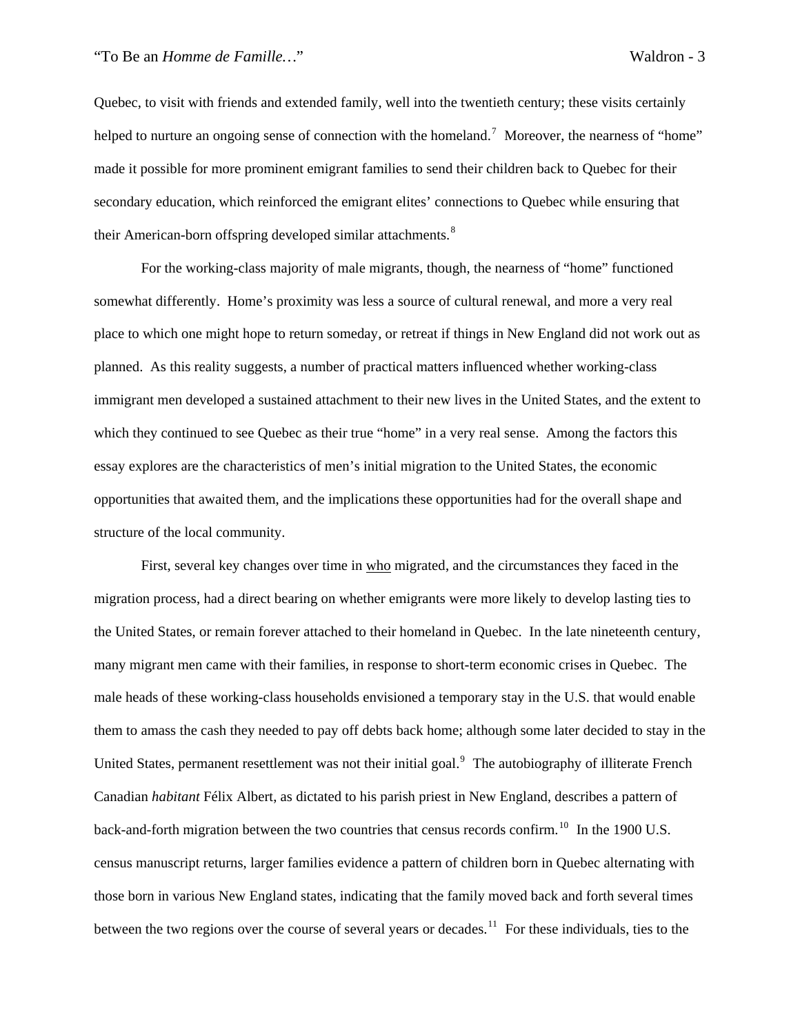Quebec, to visit with friends and extended family, well into the twentieth century; these visits certainly helped to nurture an ongoing sense of connection with the homeland.[7] Moreover, the nearness of "home" made it possible for more prominent emigrant families to send their children back to Quebec for their secondary education, which reinforced the emigrant elites' connections to Quebec while ensuring that their American-born offspring developed similar attachments.[8]

For the working-class majority of male migrants, though, the nearness of "home" functioned somewhat differently. Home's proximity was less a source of cultural renewal, and more a very real place to which one might hope to return someday, or retreat if things in New England did not work out as planned. As this reality suggests, a number of practical matters influenced whether working-class immigrant men developed a sustained attachment to their new lives in the United States, and the extent to which they continued to see Quebec as their true "home" in a very real sense. Among the factors this essay explores are the characteristics of men's initial migration to the United States, the economic opportunities that awaited them, and the implications these opportunities had for the overall shape and structure of the local community.

First, several key changes over time in <u>who</u> migrated, and the circumstances they faced in the migration process, had a direct bearing on whether emigrants were more likely to develop lasting ties to the United States, or remain forever attached to their homeland in Quebec. In the late nineteenth century, many migrant men came with their families, in response to short-term economic crises in Quebec. The male heads of these working-class households envisioned a temporary stay in the U.S. that would enable them to amass the cash they needed to pay off debts back home; although some later decided to stay in the United States, permanent resettlement was not their initial goal.[9] The autobiography of illiterate French Canadian *habitant* Félix Albert, as dictated to his parish priest in New England, describes a pattern of back-and-forth migration between the two countries that census records confirm.[10] In the 1900 U.S. census manuscript returns, larger families evidence a pattern of children born in Quebec alternating with those born in various New England states, indicating that the family moved back and forth several times between the two regions over the course of several years or decades.[11] For these individuals, ties to the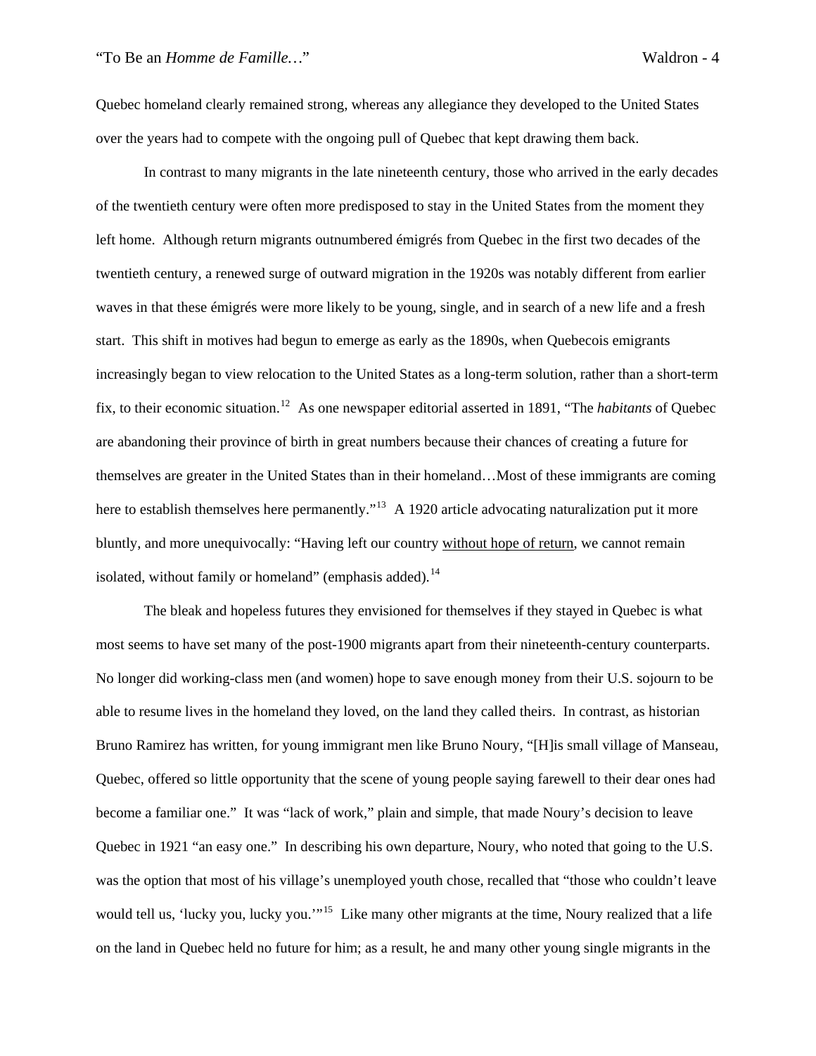Quebec homeland clearly remained strong, whereas any allegiance they developed to the United States over the years had to compete with the ongoing pull of Quebec that kept drawing them back.

In contrast to many migrants in the late nineteenth century, those who arrived in the early decades of the twentieth century were often more predisposed to stay in the United States from the moment they left home. Although return migrants outnumbered émigrés from Quebec in the first two decades of the twentieth century, a renewed surge of outward migration in the 1920s was notably different from earlier waves in that these émigrés were more likely to be young, single, and in search of a new life and a fresh start. This shift in motives had begun to emerge as early as the 1890s, when Quebecois emigrants increasingly began to view relocation to the United States as a long-term solution, rather than a short-term fix, to their economic situation.[12] As one newspaper editorial asserted in 1891, "The *habitants* of Quebec are abandoning their province of birth in great numbers because their chances of creating a future for themselves are greater in the United States than in their homeland…Most of these immigrants are coming here to establish themselves here permanently."[13] A 1920 article advocating naturalization put it more bluntly, and more unequivocally: "Having left our country <u>without hope of return</u>, we cannot remain isolated, without family or homeland" (emphasis added).[14]

The bleak and hopeless futures they envisioned for themselves if they stayed in Quebec is what most seems to have set many of the post-1900 migrants apart from their nineteenth-century counterparts. No longer did working-class men (and women) hope to save enough money from their U.S. sojourn to be able to resume lives in the homeland they loved, on the land they called theirs. In contrast, as historian Bruno Ramirez has written, for young immigrant men like Bruno Noury, "[H]is small village of Manseau, Quebec, offered so little opportunity that the scene of young people saying farewell to their dear ones had become a familiar one." It was "lack of work," plain and simple, that made Noury's decision to leave Quebec in 1921 "an easy one." In describing his own departure, Noury, who noted that going to the U.S. was the option that most of his village's unemployed youth chose, recalled that "those who couldn't leave would tell us, 'lucky you, lucky you.'"[15] Like many other migrants at the time, Noury realized that a life on the land in Quebec held no future for him; as a result, he and many other young single migrants in the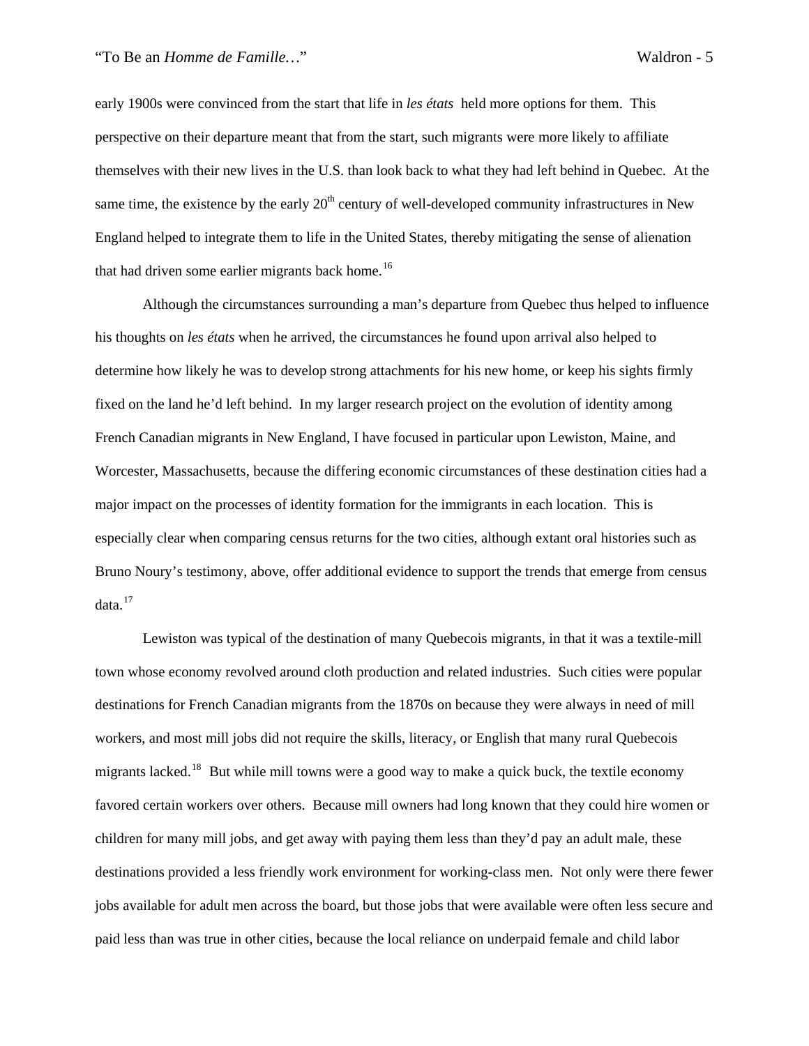early 1900s were convinced from the start that life in *les états* held more options for them. This perspective on their departure meant that from the start, such migrants were more likely to affiliate themselves with their new lives in the U.S. than look back to what they had left behind in Quebec. At the same time, the existence by the early 20th century of well-developed community infrastructures in New England helped to integrate them to life in the United States, thereby mitigating the sense of alienation that had driven some earlier migrants back home.[16]

Although the circumstances surrounding a man's departure from Quebec thus helped to influence his thoughts on *les états* when he arrived, the circumstances he found upon arrival also helped to determine how likely he was to develop strong attachments for his new home, or keep his sights firmly fixed on the land he'd left behind. In my larger research project on the evolution of identity among French Canadian migrants in New England, I have focused in particular upon Lewiston, Maine, and Worcester, Massachusetts, because the differing economic circumstances of these destination cities had a major impact on the processes of identity formation for the immigrants in each location. This is especially clear when comparing census returns for the two cities, although extant oral histories such as Bruno Noury's testimony, above, offer additional evidence to support the trends that emerge from census data.[17]

Lewiston was typical of the destination of many Quebecois migrants, in that it was a textile-mill town whose economy revolved around cloth production and related industries. Such cities were popular destinations for French Canadian migrants from the 1870s on because they were always in need of mill workers, and most mill jobs did not require the skills, literacy, or English that many rural Quebecois migrants lacked.[18] But while mill towns were a good way to make a quick buck, the textile economy favored certain workers over others. Because mill owners had long known that they could hire women or children for many mill jobs, and get away with paying them less than they'd pay an adult male, these destinations provided a less friendly work environment for working-class men. Not only were there fewer jobs available for adult men across the board, but those jobs that were available were often less secure and paid less than was true in other cities, because the local reliance on underpaid female and child labor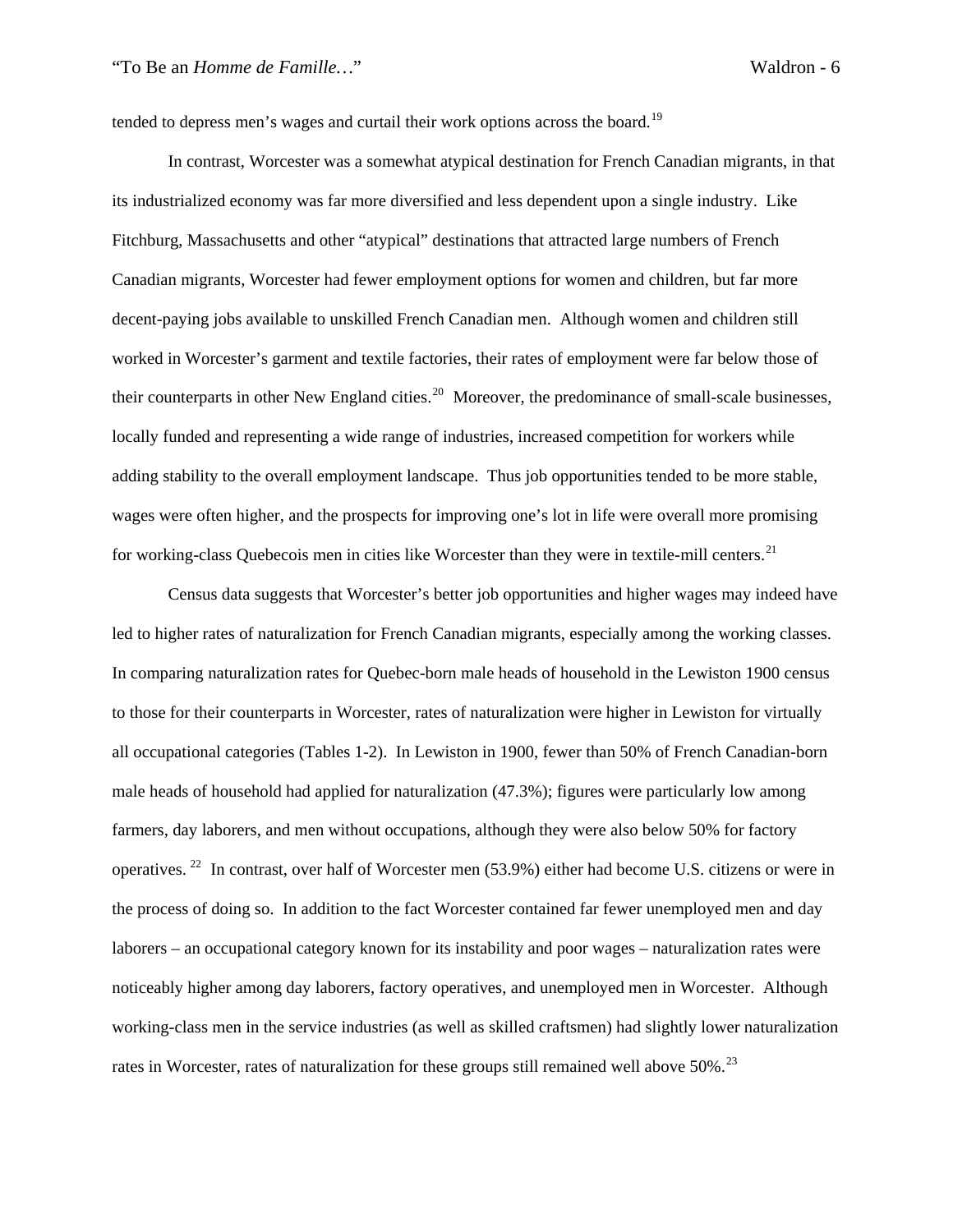tended to depress men's wages and curtail their work options across the board.[19]

In contrast, Worcester was a somewhat atypical destination for French Canadian migrants, in that its industrialized economy was far more diversified and less dependent upon a single industry. Like Fitchburg, Massachusetts and other "atypical" destinations that attracted large numbers of French Canadian migrants, Worcester had fewer employment options for women and children, but far more decent-paying jobs available to unskilled French Canadian men. Although women and children still worked in Worcester's garment and textile factories, their rates of employment were far below those of their counterparts in other New England cities.[20] Moreover, the predominance of small-scale businesses, locally funded and representing a wide range of industries, increased competition for workers while adding stability to the overall employment landscape. Thus job opportunities tended to be more stable, wages were often higher, and the prospects for improving one's lot in life were overall more promising for working-class Quebecois men in cities like Worcester than they were in textile-mill centers.[21]

Census data suggests that Worcester's better job opportunities and higher wages may indeed have led to higher rates of naturalization for French Canadian migrants, especially among the working classes. In comparing naturalization rates for Quebec-born male heads of household in the Lewiston 1900 census to those for their counterparts in Worcester, rates of naturalization were higher in Lewiston for virtually all occupational categories (Tables 1-2). In Lewiston in 1900, fewer than 50% of French Canadian-born male heads of household had applied for naturalization (47.3%); figures were particularly low among farmers, day laborers, and men without occupations, although they were also below 50% for factory operatives.[22] In contrast, over half of Worcester men (53.9%) either had become U.S. citizens or were in the process of doing so. In addition to the fact Worcester contained far fewer unemployed men and day laborers – an occupational category known for its instability and poor wages – naturalization rates were noticeably higher among day laborers, factory operatives, and unemployed men in Worcester. Although working-class men in the service industries (as well as skilled craftsmen) had slightly lower naturalization rates in Worcester, rates of naturalization for these groups still remained well above 50%.[23]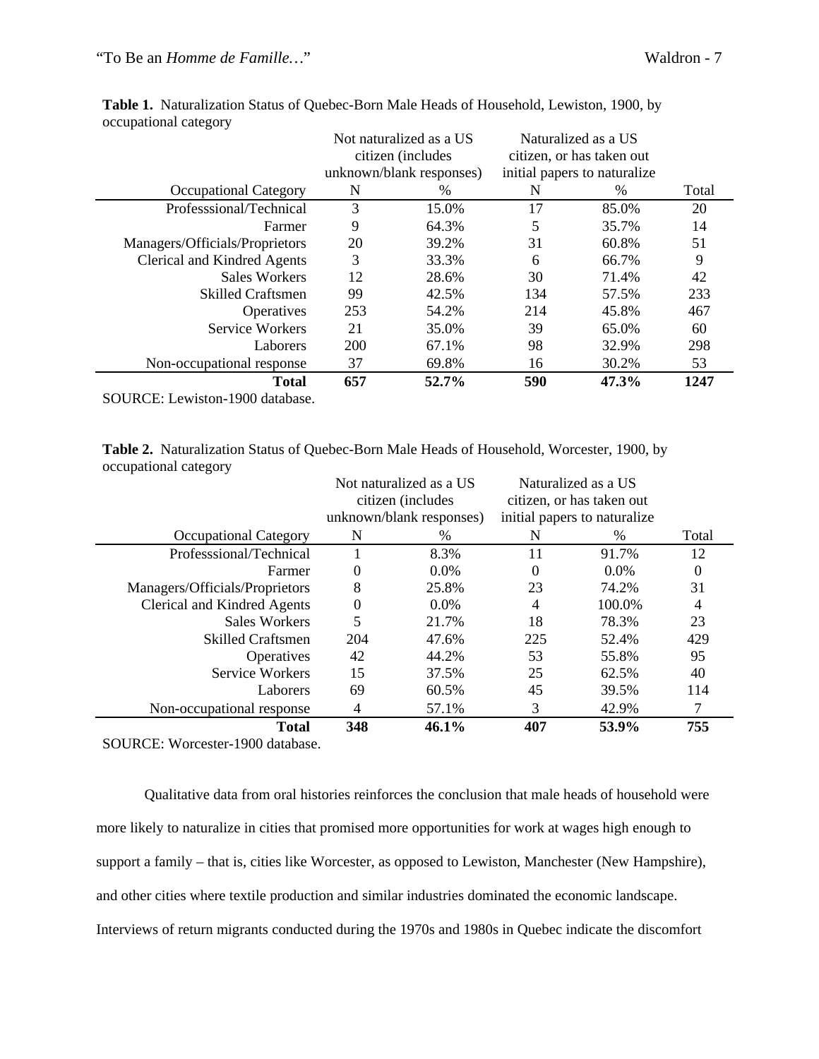**Table 1.** Naturalization Status of Quebec-Born Male Heads of Household, Lewiston, 1900, by occupational category

| | Not naturalized as a US citizen (includes unknown/blank responses) | | Naturalized as a US citizen, or has taken out initial papers to naturalize | | |
|---|---|---|---|---|---|
| Occupational Category | N | % | N | % | Total |
| Professsional/Technical | 3 | 15.0% | 17 | 85.0% | 20 |
| Farmer | 9 | 64.3% | 5 | 35.7% | 14 |
| Managers/Officials/Proprietors | 20 | 39.2% | 31 | 60.8% | 51 |
| Clerical and Kindred Agents | 3 | 33.3% | 6 | 66.7% | 9 |
| Sales Workers | 12 | 28.6% | 30 | 71.4% | 42 |
| Skilled Craftsmen | 99 | 42.5% | 134 | 57.5% | 233 |
| Operatives | 253 | 54.2% | 214 | 45.8% | 467 |
| Service Workers | 21 | 35.0% | 39 | 65.0% | 60 |
| Laborers | 200 | 67.1% | 98 | 32.9% | 298 |
| Non-occupational response | 37 | 69.8% | 16 | 30.2% | 53 |
| **Total** | **657** | **52.7%** | **590** | **47.3%** | **1247** |

SOURCE: Lewiston-1900 database.

**Table 2.** Naturalization Status of Quebec-Born Male Heads of Household, Worcester, 1900, by occupational category

| | Not naturalized as a US citizen (includes unknown/blank responses) | | Naturalized as a US citizen, or has taken out initial papers to naturalize | | |
|---|---|---|---|---|---|
| Occupational Category | N | % | N | % | Total |
| Professsional/Technical | 1 | 8.3% | 11 | 91.7% | 12 |
| Farmer | 0 | 0.0% | 0 | 0.0% | 0 |
| Managers/Officials/Proprietors | 8 | 25.8% | 23 | 74.2% | 31 |
| Clerical and Kindred Agents | 0 | 0.0% | 4 | 100.0% | 4 |
| Sales Workers | 5 | 21.7% | 18 | 78.3% | 23 |
| Skilled Craftsmen | 204 | 47.6% | 225 | 52.4% | 429 |
| Operatives | 42 | 44.2% | 53 | 55.8% | 95 |
| Service Workers | 15 | 37.5% | 25 | 62.5% | 40 |
| Laborers | 69 | 60.5% | 45 | 39.5% | 114 |
| Non-occupational response | 4 | 57.1% | 3 | 42.9% | 7 |
| **Total** | **348** | **46.1%** | **407** | **53.9%** | **755** |

SOURCE: Worcester-1900 database.

Qualitative data from oral histories reinforces the conclusion that male heads of household were more likely to naturalize in cities that promised more opportunities for work at wages high enough to support a family – that is, cities like Worcester, as opposed to Lewiston, Manchester (New Hampshire), and other cities where textile production and similar industries dominated the economic landscape. Interviews of return migrants conducted during the 1970s and 1980s in Quebec indicate the discomfort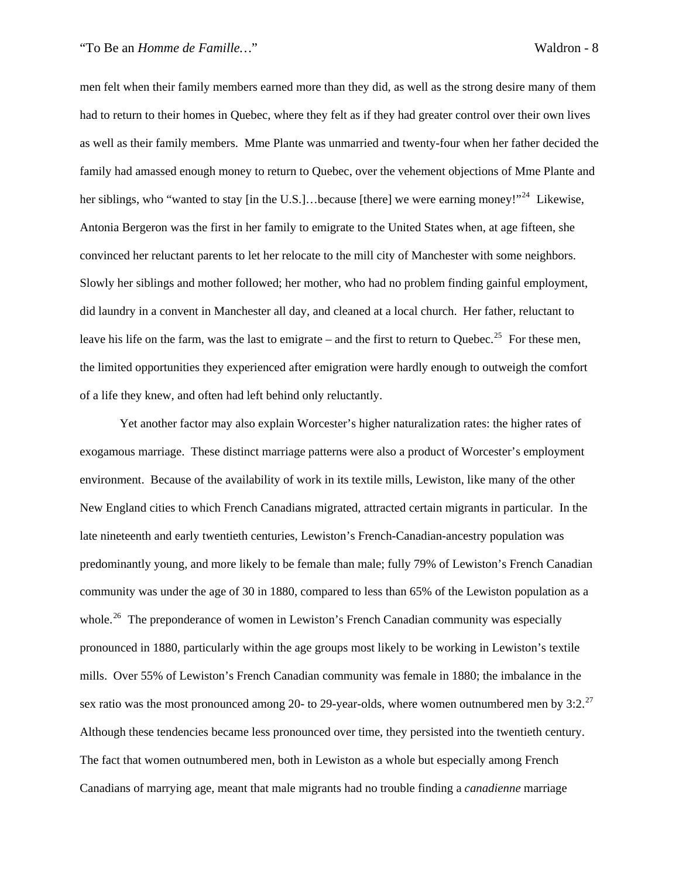men felt when their family members earned more than they did, as well as the strong desire many of them had to return to their homes in Quebec, where they felt as if they had greater control over their own lives as well as their family members. Mme Plante was unmarried and twenty-four when her father decided the family had amassed enough money to return to Quebec, over the vehement objections of Mme Plante and her siblings, who "wanted to stay [in the U.S.]…because [there] we were earning money!"[24] Likewise, Antonia Bergeron was the first in her family to emigrate to the United States when, at age fifteen, she convinced her reluctant parents to let her relocate to the mill city of Manchester with some neighbors. Slowly her siblings and mother followed; her mother, who had no problem finding gainful employment, did laundry in a convent in Manchester all day, and cleaned at a local church. Her father, reluctant to leave his life on the farm, was the last to emigrate – and the first to return to Quebec.[25] For these men, the limited opportunities they experienced after emigration were hardly enough to outweigh the comfort of a life they knew, and often had left behind only reluctantly.

Yet another factor may also explain Worcester's higher naturalization rates: the higher rates of exogamous marriage. These distinct marriage patterns were also a product of Worcester's employment environment. Because of the availability of work in its textile mills, Lewiston, like many of the other New England cities to which French Canadians migrated, attracted certain migrants in particular. In the late nineteenth and early twentieth centuries, Lewiston's French-Canadian-ancestry population was predominantly young, and more likely to be female than male; fully 79% of Lewiston's French Canadian community was under the age of 30 in 1880, compared to less than 65% of the Lewiston population as a whole.[26] The preponderance of women in Lewiston's French Canadian community was especially pronounced in 1880, particularly within the age groups most likely to be working in Lewiston's textile mills. Over 55% of Lewiston's French Canadian community was female in 1880; the imbalance in the sex ratio was the most pronounced among 20- to 29-year-olds, where women outnumbered men by 3:2.[27] Although these tendencies became less pronounced over time, they persisted into the twentieth century. The fact that women outnumbered men, both in Lewiston as a whole but especially among French Canadians of marrying age, meant that male migrants had no trouble finding a *canadienne* marriage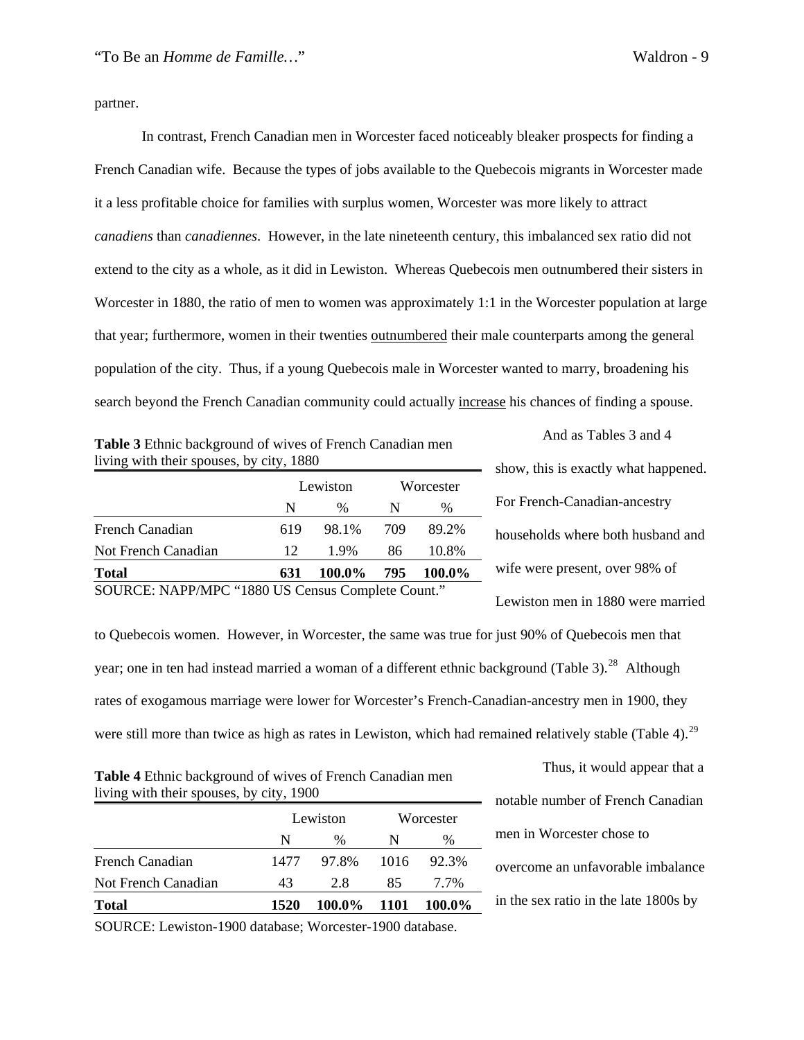partner.

In contrast, French Canadian men in Worcester faced noticeably bleaker prospects for finding a French Canadian wife. Because the types of jobs available to the Quebecois migrants in Worcester made it a less profitable choice for families with surplus women, Worcester was more likely to attract *canadiens* than *canadiennes*. However, in the late nineteenth century, this imbalanced sex ratio did not extend to the city as a whole, as it did in Lewiston. Whereas Quebecois men outnumbered their sisters in Worcester in 1880, the ratio of men to women was approximately 1:1 in the Worcester population at large that year; furthermore, women in their twenties <u>outnumbered</u> their male counterparts among the general population of the city. Thus, if a young Quebecois male in Worcester wanted to marry, broadening his search beyond the French Canadian community could actually <u>increase</u> his chances of finding a spouse.

**Table 3** Ethnic background of wives of French Canadian men living with their spouses, by city, 1880

| | Lewiston | | Worcester | |
|---|---|---|---|---|
| | N | % | N | % |
| French Canadian | 619 | 98.1% | 709 | 89.2% |
| Not French Canadian | 12 | 1.9% | 86 | 10.8% |
| **Total** | **631** | **100.0%** | **795** | **100.0%** |

SOURCE: NAPP/MPC "1880 US Census Complete Count."

And as Tables 3 and 4 show, this is exactly what happened. For French-Canadian-ancestry households where both husband and wife were present, over 98% of Lewiston men in 1880 were married to Quebecois women. However, in Worcester, the same was true for just 90% of Quebecois men that year; one in ten had instead married a woman of a different ethnic background (Table 3).[28] Although rates of exogamous marriage were lower for Worcester's French-Canadian-ancestry men in 1900, they were still more than twice as high as rates in Lewiston, which had remained relatively stable (Table 4).[29]

**Table 4** Ethnic background of wives of French Canadian men living with their spouses, by city, 1900

| | Lewiston | | Worcester | |
|---|---|---|---|---|
| | N | % | N | % |
| French Canadian | 1477 | 97.8% | 1016 | 92.3% |
| Not French Canadian | 43 | 2.8 | 85 | 7.7% |
| **Total** | **1520** | **100.0%** | **1101** | **100.0%** |

SOURCE: Lewiston-1900 database; Worcester-1900 database.

Thus, it would appear that a notable number of French Canadian men in Worcester chose to overcome an unfavorable imbalance in the sex ratio in the late 1800s by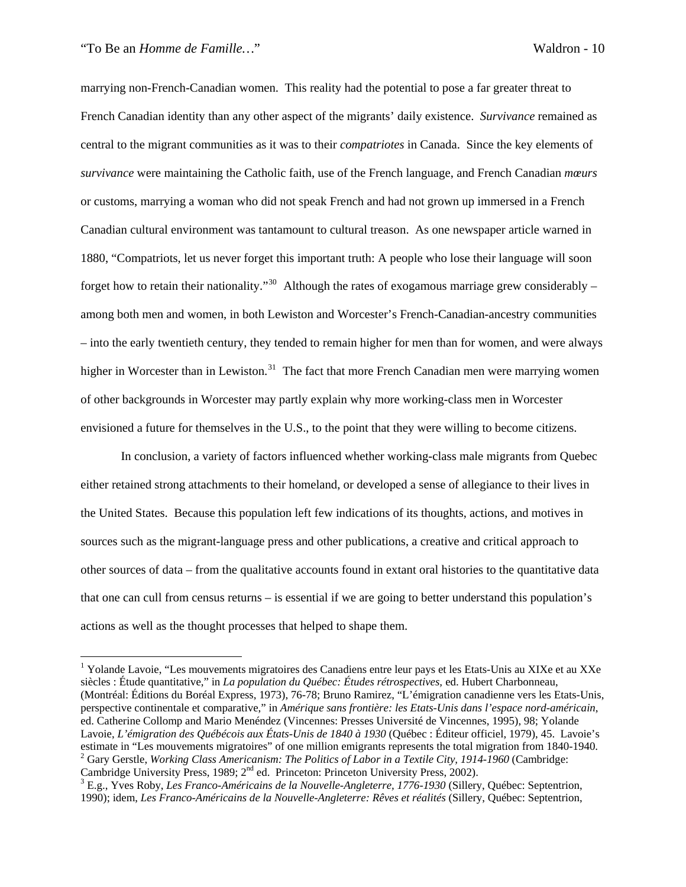marrying non-French-Canadian women. This reality had the potential to pose a far greater threat to French Canadian identity than any other aspect of the migrants' daily existence. *Survivance* remained as central to the migrant communities as it was to their *compatriotes* in Canada. Since the key elements of *survivance* were maintaining the Catholic faith, use of the French language, and French Canadian *mœurs* or customs, marrying a woman who did not speak French and had not grown up immersed in a French Canadian cultural environment was tantamount to cultural treason. As one newspaper article warned in 1880, "Compatriots, let us never forget this important truth: A people who lose their language will soon forget how to retain their nationality."[30] Although the rates of exogamous marriage grew considerably – among both men and women, in both Lewiston and Worcester's French-Canadian-ancestry communities – into the early twentieth century, they tended to remain higher for men than for women, and were always higher in Worcester than in Lewiston.[31] The fact that more French Canadian men were marrying women of other backgrounds in Worcester may partly explain why more working-class men in Worcester envisioned a future for themselves in the U.S., to the point that they were willing to become citizens.

In conclusion, a variety of factors influenced whether working-class male migrants from Quebec either retained strong attachments to their homeland, or developed a sense of allegiance to their lives in the United States. Because this population left few indications of its thoughts, actions, and motives in sources such as the migrant-language press and other publications, a creative and critical approach to other sources of data – from the qualitative accounts found in extant oral histories to the quantitative data that one can cull from census returns – is essential if we are going to better understand this population's actions as well as the thought processes that helped to shape them.

---

[1] Yolande Lavoie, "Les mouvements migratoires des Canadiens entre leur pays et les Etats-Unis au XIXe et au XXe siècles : Étude quantitative," in *La population du Québec: Études rétrospectives*, ed. Hubert Charbonneau, (Montréal: Éditions du Boréal Express, 1973), 76-78; Bruno Ramirez, "L'émigration canadienne vers les Etats-Unis, perspective continentale et comparative," in *Amérique sans frontière: les Etats-Unis dans l'espace nord-américain*, ed. Catherine Collomp and Mario Menéndez (Vincennes: Presses Université de Vincennes, 1995), 98; Yolande Lavoie, *L'émigration des Québécois aux États-Unis de 1840 à 1930* (Québec : Éditeur officiel, 1979), 45. Lavoie's estimate in "Les mouvements migratoires" of one million emigrants represents the total migration from 1840-1940.

[2] Gary Gerstle, *Working Class Americanism: The Politics of Labor in a Textile City, 1914-1960* (Cambridge: Cambridge University Press, 1989; 2nd ed. Princeton: Princeton University Press, 2002).

[3] E.g., Yves Roby, *Les Franco-Américains de la Nouvelle-Angleterre, 1776-1930* (Sillery, Québec: Septentrion, 1990); idem, *Les Franco-Américains de la Nouvelle-Angleterre: Rêves et réalités* (Sillery, Québec: Septentrion,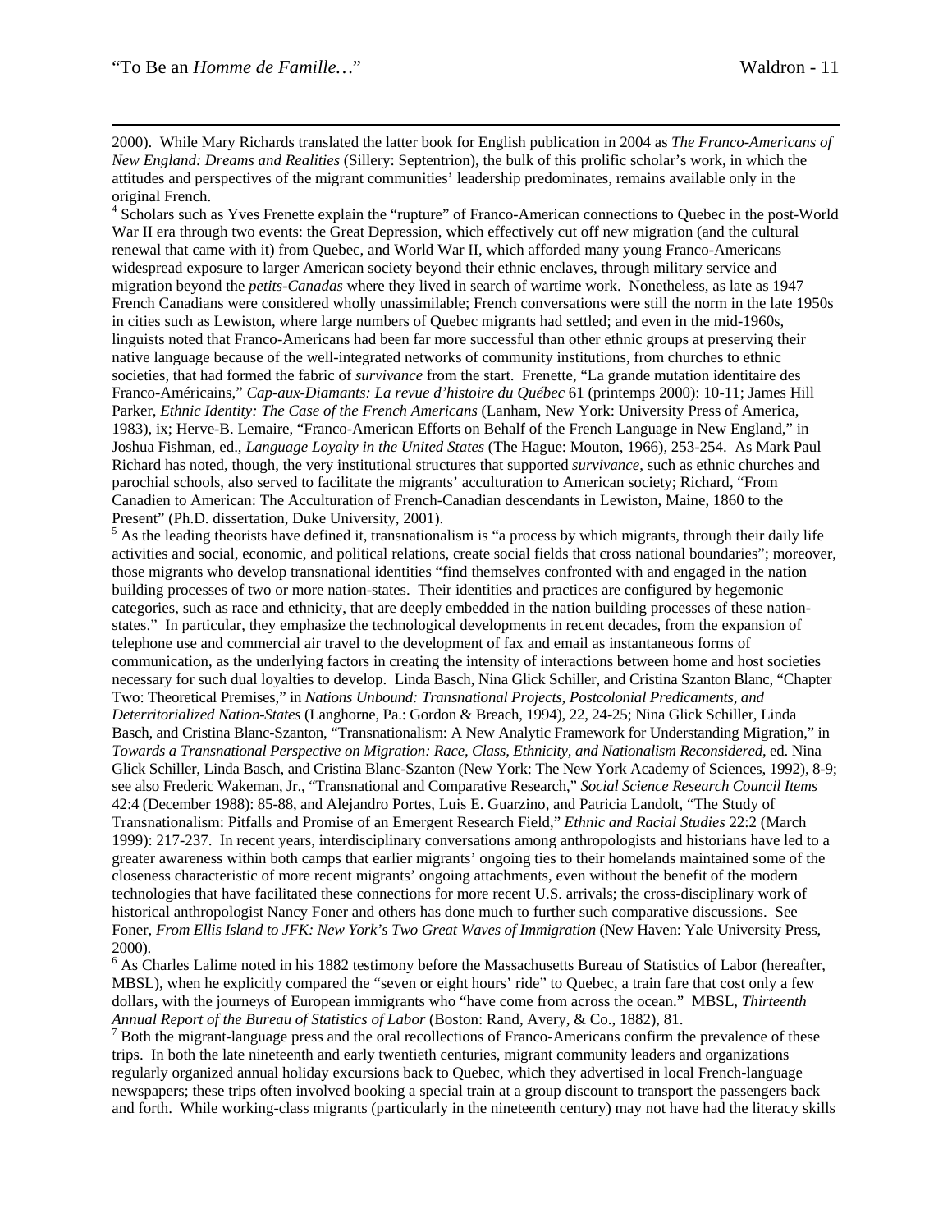2000). While Mary Richards translated the latter book for English publication in 2004 as *The Franco-Americans of New England: Dreams and Realities* (Sillery: Septentrion), the bulk of this prolific scholar's work, in which the attitudes and perspectives of the migrant communities' leadership predominates, remains available only in the original French.

[4] Scholars such as Yves Frenette explain the "rupture" of Franco-American connections to Quebec in the post-World War II era through two events: the Great Depression, which effectively cut off new migration (and the cultural renewal that came with it) from Quebec, and World War II, which afforded many young Franco-Americans widespread exposure to larger American society beyond their ethnic enclaves, through military service and migration beyond the *petits-Canadas* where they lived in search of wartime work. Nonetheless, as late as 1947 French Canadians were considered wholly unassimilable; French conversations were still the norm in the late 1950s in cities such as Lewiston, where large numbers of Quebec migrants had settled; and even in the mid-1960s, linguists noted that Franco-Americans had been far more successful than other ethnic groups at preserving their native language because of the well-integrated networks of community institutions, from churches to ethnic societies, that had formed the fabric of *survivance* from the start. Frenette, "La grande mutation identitaire des Franco-Américains," *Cap-aux-Diamants: La revue d'histoire du Québec* 61 (printemps 2000): 10-11; James Hill Parker, *Ethnic Identity: The Case of the French Americans* (Lanham, New York: University Press of America, 1983), ix; Herve-B. Lemaire, "Franco-American Efforts on Behalf of the French Language in New England," in Joshua Fishman, ed., *Language Loyalty in the United States* (The Hague: Mouton, 1966), 253-254. As Mark Paul Richard has noted, though, the very institutional structures that supported *survivance*, such as ethnic churches and parochial schools, also served to facilitate the migrants' acculturation to American society; Richard, "From Canadien to American: The Acculturation of French-Canadian descendants in Lewiston, Maine, 1860 to the Present" (Ph.D. dissertation, Duke University, 2001).

[5] As the leading theorists have defined it, transnationalism is "a process by which migrants, through their daily life activities and social, economic, and political relations, create social fields that cross national boundaries"; moreover, those migrants who develop transnational identities "find themselves confronted with and engaged in the nation building processes of two or more nation-states. Their identities and practices are configured by hegemonic categories, such as race and ethnicity, that are deeply embedded in the nation building processes of these nation-states." In particular, they emphasize the technological developments in recent decades, from the expansion of telephone use and commercial air travel to the development of fax and email as instantaneous forms of communication, as the underlying factors in creating the intensity of interactions between home and host societies necessary for such dual loyalties to develop. Linda Basch, Nina Glick Schiller, and Cristina Szanton Blanc, "Chapter Two: Theoretical Premises," in *Nations Unbound: Transnational Projects, Postcolonial Predicaments, and Deterritorialized Nation-States* (Langhorne, Pa.: Gordon & Breach, 1994), 22, 24-25; Nina Glick Schiller, Linda Basch, and Cristina Blanc-Szanton, "Transnationalism: A New Analytic Framework for Understanding Migration," in *Towards a Transnational Perspective on Migration: Race, Class, Ethnicity, and Nationalism Reconsidered*, ed. Nina Glick Schiller, Linda Basch, and Cristina Blanc-Szanton (New York: The New York Academy of Sciences, 1992), 8-9; see also Frederic Wakeman, Jr., "Transnational and Comparative Research," *Social Science Research Council Items* 42:4 (December 1988): 85-88, and Alejandro Portes, Luis E. Guarzino, and Patricia Landolt, "The Study of Transnationalism: Pitfalls and Promise of an Emergent Research Field," *Ethnic and Racial Studies* 22:2 (March 1999): 217-237. In recent years, interdisciplinary conversations among anthropologists and historians have led to a greater awareness within both camps that earlier migrants' ongoing ties to their homelands maintained some of the closeness characteristic of more recent migrants' ongoing attachments, even without the benefit of the modern technologies that have facilitated these connections for more recent U.S. arrivals; the cross-disciplinary work of historical anthropologist Nancy Foner and others has done much to further such comparative discussions. See Foner, *From Ellis Island to JFK: New York's Two Great Waves of Immigration* (New Haven: Yale University Press, 2000).

[6] As Charles Lalime noted in his 1882 testimony before the Massachusetts Bureau of Statistics of Labor (hereafter, MBSL), when he explicitly compared the "seven or eight hours' ride" to Quebec, a train fare that cost only a few dollars, with the journeys of European immigrants who "have come from across the ocean." MBSL, *Thirteenth Annual Report of the Bureau of Statistics of Labor* (Boston: Rand, Avery, & Co., 1882), 81.

[7] Both the migrant-language press and the oral recollections of Franco-Americans confirm the prevalence of these trips. In both the late nineteenth and early twentieth centuries, migrant community leaders and organizations regularly organized annual holiday excursions back to Quebec, which they advertised in local French-language newspapers; these trips often involved booking a special train at a group discount to transport the passengers back and forth. While working-class migrants (particularly in the nineteenth century) may not have had the literacy skills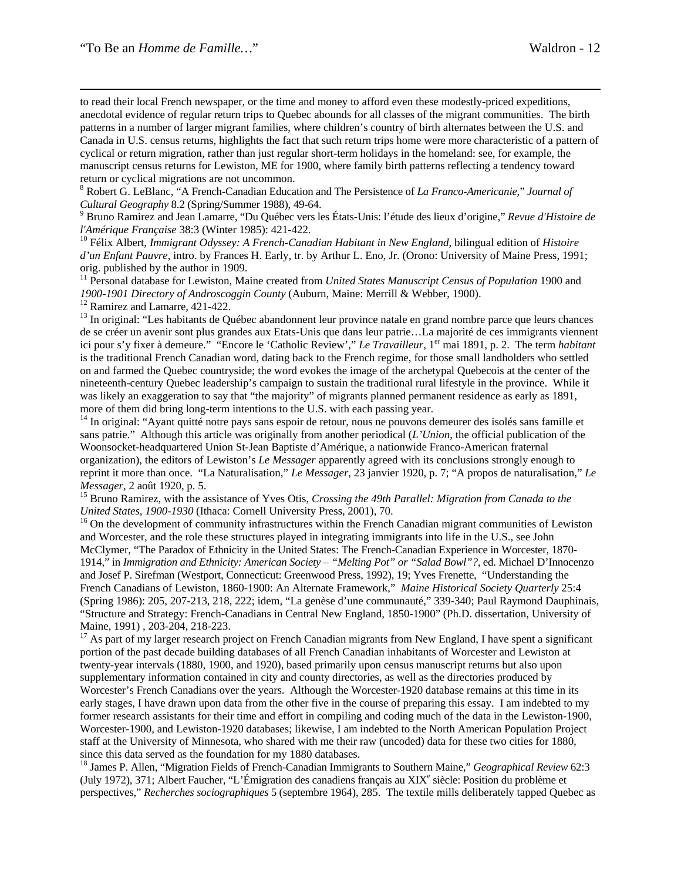to read their local French newspaper, or the time and money to afford even these modestly-priced expeditions, anecdotal evidence of regular return trips to Quebec abounds for all classes of the migrant communities. The birth patterns in a number of larger migrant families, where children's country of birth alternates between the U.S. and Canada in U.S. census returns, highlights the fact that such return trips home were more characteristic of a pattern of cyclical or return migration, rather than just regular short-term holidays in the homeland: see, for example, the manuscript census returns for Lewiston, ME for 1900, where family birth patterns reflecting a tendency toward return or cyclical migrations are not uncommon.

[8] Robert G. LeBlanc, "A French-Canadian Education and The Persistence of *La Franco-Americanie*," *Journal of Cultural Geography* 8.2 (Spring/Summer 1988), 49-64.

[9] Bruno Ramirez and Jean Lamarre, "Du Québec vers les États-Unis: l'étude des lieux d'origine," *Revue d'Histoire de l'Amérique Française* 38:3 (Winter 1985): 421-422.

[10] Félix Albert, *Immigrant Odyssey: A French-Canadian Habitant in New England*, bilingual edition of *Histoire d'un Enfant Pauvre*, intro. by Frances H. Early, tr. by Arthur L. Eno, Jr. (Orono: University of Maine Press, 1991; orig. published by the author in 1909.

[11] Personal database for Lewiston, Maine created from *United States Manuscript Census of Population* 1900 and *1900-1901 Directory of Androscoggin County* (Auburn, Maine: Merrill & Webber, 1900).

[12] Ramirez and Lamarre, 421-422.

[13] In original: "Les habitants de Québec abandonnent leur province natale en grand nombre parce que leurs chances de se créer un avenir sont plus grandes aux Etats-Unis que dans leur patrie…La majorité de ces immigrants viennent ici pour s'y fixer à demeure." "Encore le 'Catholic Review'," *Le Travailleur*, 1er mai 1891, p. 2. The term *habitant* is the traditional French Canadian word, dating back to the French regime, for those small landholders who settled on and farmed the Quebec countryside; the word evokes the image of the archetypal Quebecois at the center of the nineteenth-century Quebec leadership's campaign to sustain the traditional rural lifestyle in the province. While it was likely an exaggeration to say that "the majority" of migrants planned permanent residence as early as 1891, more of them did bring long-term intentions to the U.S. with each passing year.

[14] In original: "Ayant quitté notre pays sans espoir de retour, nous ne pouvons demeurer des isolés sans famille et sans patrie." Although this article was originally from another periodical (*L'Union*, the official publication of the Woonsocket-headquartered Union St-Jean Baptiste d'Amérique, a nationwide Franco-American fraternal organization), the editors of Lewiston's *Le Messager* apparently agreed with its conclusions strongly enough to reprint it more than once. "La Naturalisation," *Le Messager*, 23 janvier 1920, p. 7; "A propos de naturalisation," *Le Messager*, 2 août 1920, p. 5.

[15] Bruno Ramirez, with the assistance of Yves Otis, *Crossing the 49th Parallel: Migration from Canada to the United States, 1900-1930* (Ithaca: Cornell University Press, 2001), 70.

[16] On the development of community infrastructures within the French Canadian migrant communities of Lewiston and Worcester, and the role these structures played in integrating immigrants into life in the U.S., see John McClymer, "The Paradox of Ethnicity in the United States: The French-Canadian Experience in Worcester, 1870-1914," in *Immigration and Ethnicity: American Society – "Melting Pot" or "Salad Bowl"?*, ed. Michael D'Innocenzo and Josef P. Sirefman (Westport, Connecticut: Greenwood Press, 1992), 19; Yves Frenette, "Understanding the French Canadians of Lewiston, 1860-1900: An Alternate Framework," *Maine Historical Society Quarterly* 25:4 (Spring 1986): 205, 207-213, 218, 222; idem, "La genèse d'une communauté," 339-340; Paul Raymond Dauphinais, "Structure and Strategy: French-Canadians in Central New England, 1850-1900" (Ph.D. dissertation, University of Maine, 1991) , 203-204, 218-223.

[17] As part of my larger research project on French Canadian migrants from New England, I have spent a significant portion of the past decade building databases of all French Canadian inhabitants of Worcester and Lewiston at twenty-year intervals (1880, 1900, and 1920), based primarily upon census manuscript returns but also upon supplementary information contained in city and county directories, as well as the directories produced by Worcester's French Canadians over the years. Although the Worcester-1920 database remains at this time in its early stages, I have drawn upon data from the other five in the course of preparing this essay. I am indebted to my former research assistants for their time and effort in compiling and coding much of the data in the Lewiston-1900, Worcester-1900, and Lewiston-1920 databases; likewise, I am indebted to the North American Population Project staff at the University of Minnesota, who shared with me their raw (uncoded) data for these two cities for 1880, since this data served as the foundation for my 1880 databases.

[18] James P. Allen, "Migration Fields of French-Canadian Immigrants to Southern Maine," *Geographical Review* 62:3 (July 1972), 371; Albert Faucher, "L'Émigration des canadiens français au XIXe siècle: Position du problème et perspectives," *Recherches sociographiques* 5 (septembre 1964), 285. The textile mills deliberately tapped Quebec as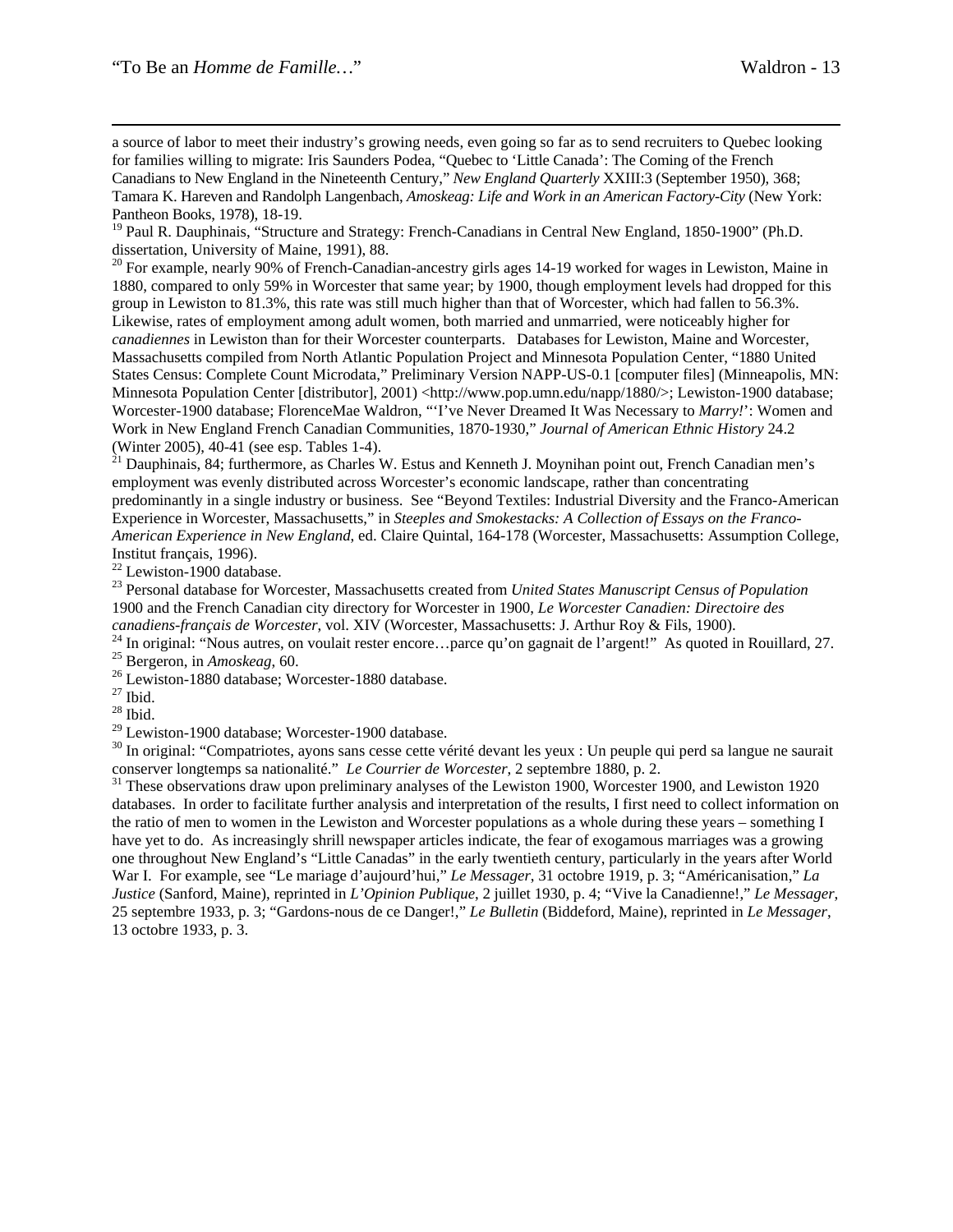a source of labor to meet their industry's growing needs, even going so far as to send recruiters to Quebec looking for families willing to migrate: Iris Saunders Podea, "Quebec to 'Little Canada': The Coming of the French Canadians to New England in the Nineteenth Century," *New England Quarterly* XXIII:3 (September 1950), 368; Tamara K. Hareven and Randolph Langenbach, *Amoskeag: Life and Work in an American Factory-City* (New York: Pantheon Books, 1978), 18-19.

[19] Paul R. Dauphinais, "Structure and Strategy: French-Canadians in Central New England, 1850-1900" (Ph.D. dissertation, University of Maine, 1991), 88.

[20] For example, nearly 90% of French-Canadian-ancestry girls ages 14-19 worked for wages in Lewiston, Maine in 1880, compared to only 59% in Worcester that same year; by 1900, though employment levels had dropped for this group in Lewiston to 81.3%, this rate was still much higher than that of Worcester, which had fallen to 56.3%. Likewise, rates of employment among adult women, both married and unmarried, were noticeably higher for *canadiennes* in Lewiston than for their Worcester counterparts. Databases for Lewiston, Maine and Worcester, Massachusetts compiled from North Atlantic Population Project and Minnesota Population Center, "1880 United States Census: Complete Count Microdata," Preliminary Version NAPP-US-0.1 [computer files] (Minneapolis, MN: Minnesota Population Center [distributor], 2001) <http://www.pop.umn.edu/napp/1880/>; Lewiston-1900 database; Worcester-1900 database; FlorenceMae Waldron, "'I've Never Dreamed It Was Necessary to *Marry!*': Women and Work in New England French Canadian Communities, 1870-1930," *Journal of American Ethnic History* 24.2 (Winter 2005), 40-41 (see esp. Tables 1-4).

[21] Dauphinais, 84; furthermore, as Charles W. Estus and Kenneth J. Moynihan point out, French Canadian men's employment was evenly distributed across Worcester's economic landscape, rather than concentrating predominantly in a single industry or business. See "Beyond Textiles: Industrial Diversity and the Franco-American Experience in Worcester, Massachusetts," in *Steeples and Smokestacks: A Collection of Essays on the Franco-American Experience in New England*, ed. Claire Quintal, 164-178 (Worcester, Massachusetts: Assumption College, Institut français, 1996).

[22] Lewiston-1900 database.

[23] Personal database for Worcester, Massachusetts created from *United States Manuscript Census of Population* 1900 and the French Canadian city directory for Worcester in 1900, *Le Worcester Canadien: Directoire des canadiens-français de Worcester*, vol. XIV (Worcester, Massachusetts: J. Arthur Roy & Fils, 1900).

[24] In original: "Nous autres, on voulait rester encore…parce qu'on gagnait de l'argent!" As quoted in Rouillard, 27.

[25] Bergeron, in *Amoskeag*, 60.

[26] Lewiston-1880 database; Worcester-1880 database.

[27] Ibid.

[28] Ibid.

[29] Lewiston-1900 database; Worcester-1900 database.

[30] In original: "Compatriotes, ayons sans cesse cette vérité devant les yeux : Un peuple qui perd sa langue ne saurait conserver longtemps sa nationalité." *Le Courrier de Worcester*, 2 septembre 1880, p. 2.

[31] These observations draw upon preliminary analyses of the Lewiston 1900, Worcester 1900, and Lewiston 1920 databases. In order to facilitate further analysis and interpretation of the results, I first need to collect information on the ratio of men to women in the Lewiston and Worcester populations as a whole during these years – something I have yet to do. As increasingly shrill newspaper articles indicate, the fear of exogamous marriages was a growing one throughout New England's "Little Canadas" in the early twentieth century, particularly in the years after World War I. For example, see "Le mariage d'aujourd'hui," *Le Messager*, 31 octobre 1919, p. 3; "Américanisation," *La Justice* (Sanford, Maine), reprinted in *L'Opinion Publique*, 2 juillet 1930, p. 4; "Vive la Canadienne!," *Le Messager*, 25 septembre 1933, p. 3; "Gardons-nous de ce Danger!," *Le Bulletin* (Biddeford, Maine), reprinted in *Le Messager*, 13 octobre 1933, p. 3.